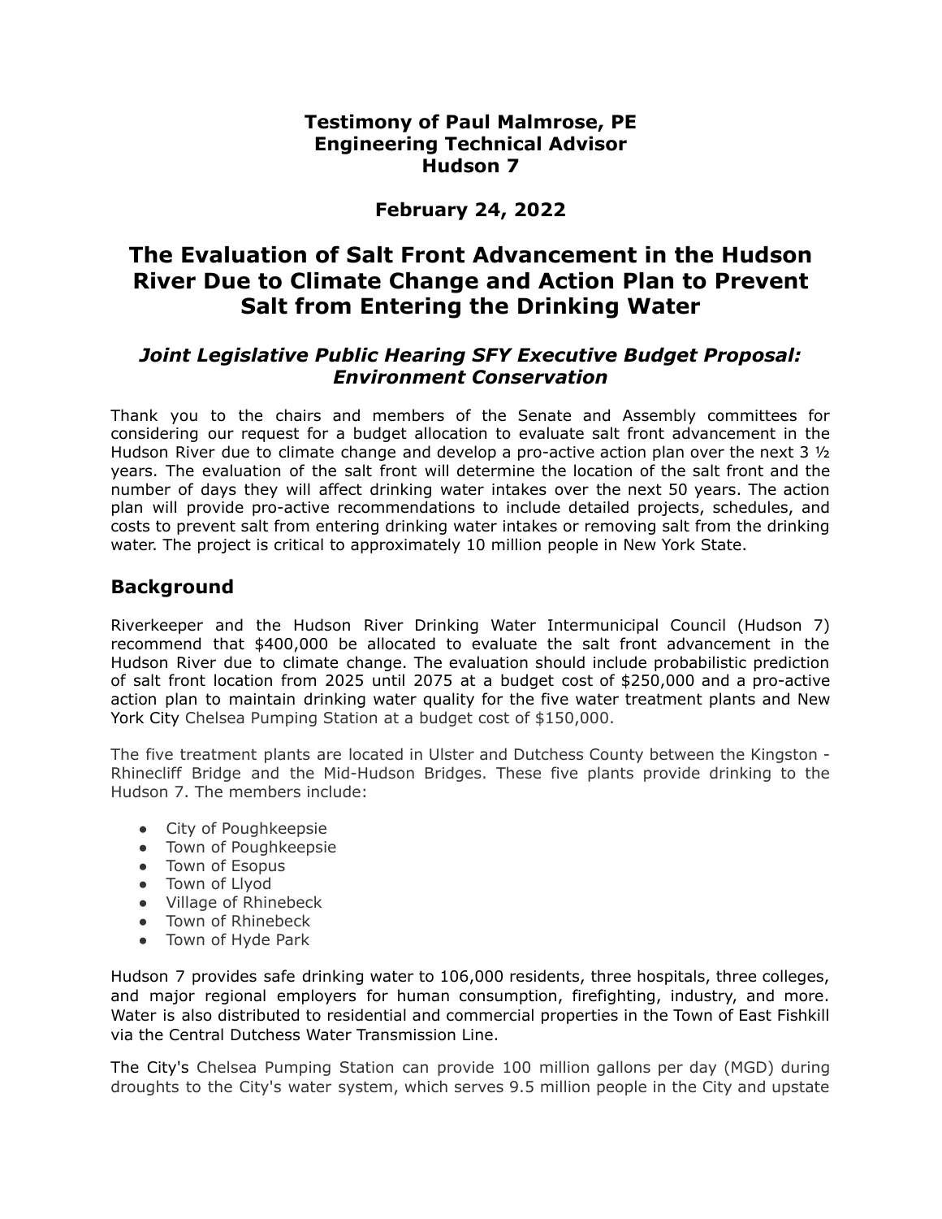**Testimony of Paul Malmrose, PE**
**Engineering Technical Advisor**
**Hudson 7**

**February 24, 2022**

# The Evaluation of Salt Front Advancement in the Hudson River Due to Climate Change and Action Plan to Prevent Salt from Entering the Drinking Water

### *Joint Legislative Public Hearing SFY Executive Budget Proposal: Environment Conservation*

Thank you to the chairs and members of the Senate and Assembly committees for considering our request for a budget allocation to evaluate salt front advancement in the Hudson River due to climate change and develop a pro-active action plan over the next 3 ½ years. The evaluation of the salt front will determine the location of the salt front and the number of days they will affect drinking water intakes over the next 50 years. The action plan will provide pro-active recommendations to include detailed projects, schedules, and costs to prevent salt from entering drinking water intakes or removing salt from the drinking water. The project is critical to approximately 10 million people in New York State.

## Background

Riverkeeper and the Hudson River Drinking Water Intermunicipal Council (Hudson 7) recommend that $400,000 be allocated to evaluate the salt front advancement in the Hudson River due to climate change. The evaluation should include probabilistic prediction of salt front location from 2025 until 2075 at a budget cost of $250,000 and a pro-active action plan to maintain drinking water quality for the five water treatment plants and New York City Chelsea Pumping Station at a budget cost of $150,000.

The five treatment plants are located in Ulster and Dutchess County between the Kingston - Rhinecliff Bridge and the Mid-Hudson Bridges. These five plants provide drinking to the Hudson 7. The members include:

- City of Poughkeepsie
- Town of Poughkeepsie
- Town of Esopus
- Town of Llyod
- Village of Rhinebeck
- Town of Rhinebeck
- Town of Hyde Park

Hudson 7 provides safe drinking water to 106,000 residents, three hospitals, three colleges, and major regional employers for human consumption, firefighting, industry, and more. Water is also distributed to residential and commercial properties in the Town of East Fishkill via the Central Dutchess Water Transmission Line.

The City's Chelsea Pumping Station can provide 100 million gallons per day (MGD) during droughts to the City's water system, which serves 9.5 million people in the City and upstate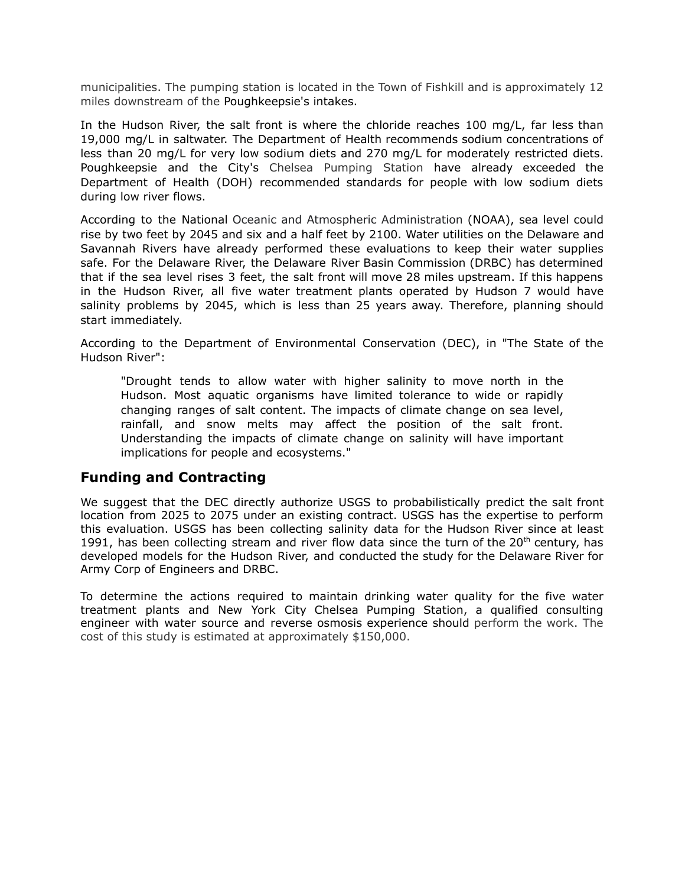municipalities. The pumping station is located in the Town of Fishkill and is approximately 12 miles downstream of the Poughkeepsie's intakes.

In the Hudson River, the salt front is where the chloride reaches 100 mg/L, far less than 19,000 mg/L in saltwater. The Department of Health recommends sodium concentrations of less than 20 mg/L for very low sodium diets and 270 mg/L for moderately restricted diets. Poughkeepsie and the City's Chelsea Pumping Station have already exceeded the Department of Health (DOH) recommended standards for people with low sodium diets during low river flows.

According to the National Oceanic and Atmospheric Administration (NOAA), sea level could rise by two feet by 2045 and six and a half feet by 2100. Water utilities on the Delaware and Savannah Rivers have already performed these evaluations to keep their water supplies safe. For the Delaware River, the Delaware River Basin Commission (DRBC) has determined that if the sea level rises 3 feet, the salt front will move 28 miles upstream. If this happens in the Hudson River, all five water treatment plants operated by Hudson 7 would have salinity problems by 2045, which is less than 25 years away. Therefore, planning should start immediately.

According to the Department of Environmental Conservation (DEC), in "The State of the Hudson River":

> "Drought tends to allow water with higher salinity to move north in the Hudson. Most aquatic organisms have limited tolerance to wide or rapidly changing ranges of salt content. The impacts of climate change on sea level, rainfall, and snow melts may affect the position of the salt front. Understanding the impacts of climate change on salinity will have important implications for people and ecosystems."

## Funding and Contracting

We suggest that the DEC directly authorize USGS to probabilistically predict the salt front location from 2025 to 2075 under an existing contract. USGS has the expertise to perform this evaluation. USGS has been collecting salinity data for the Hudson River since at least 1991, has been collecting stream and river flow data since the turn of the 20th century, has developed models for the Hudson River, and conducted the study for the Delaware River for Army Corp of Engineers and DRBC.

To determine the actions required to maintain drinking water quality for the five water treatment plants and New York City Chelsea Pumping Station, a qualified consulting engineer with water source and reverse osmosis experience should perform the work. The cost of this study is estimated at approximately $150,000.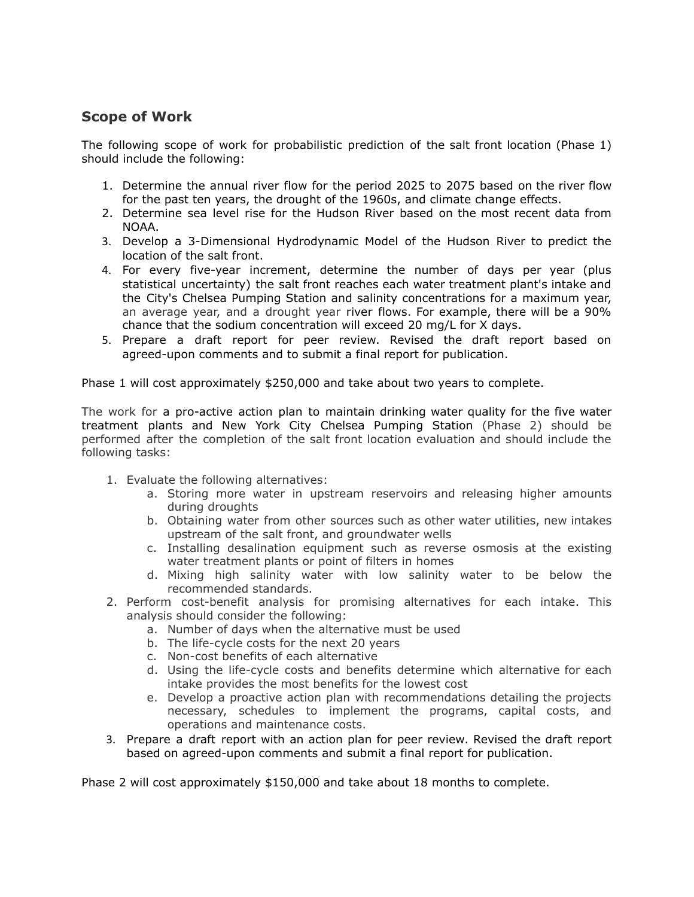## Scope of Work

The following scope of work for probabilistic prediction of the salt front location (Phase 1) should include the following:

1. Determine the annual river flow for the period 2025 to 2075 based on the river flow for the past ten years, the drought of the 1960s, and climate change effects.
2. Determine sea level rise for the Hudson River based on the most recent data from NOAA.
3. Develop a 3-Dimensional Hydrodynamic Model of the Hudson River to predict the location of the salt front.
4. For every five-year increment, determine the number of days per year (plus statistical uncertainty) the salt front reaches each water treatment plant's intake and the City's Chelsea Pumping Station and salinity concentrations for a maximum year, an average year, and a drought year river flows. For example, there will be a 90% chance that the sodium concentration will exceed 20 mg/L for X days.
5. Prepare a draft report for peer review. Revised the draft report based on agreed-upon comments and to submit a final report for publication.

Phase 1 will cost approximately $250,000 and take about two years to complete.

The work for a pro-active action plan to maintain drinking water quality for the five water treatment plants and New York City Chelsea Pumping Station (Phase 2) should be performed after the completion of the salt front location evaluation and should include the following tasks:

1. Evaluate the following alternatives:
   a. Storing more water in upstream reservoirs and releasing higher amounts during droughts
   b. Obtaining water from other sources such as other water utilities, new intakes upstream of the salt front, and groundwater wells
   c. Installing desalination equipment such as reverse osmosis at the existing water treatment plants or point of filters in homes
   d. Mixing high salinity water with low salinity water to be below the recommended standards.
2. Perform cost-benefit analysis for promising alternatives for each intake. This analysis should consider the following:
   a. Number of days when the alternative must be used
   b. The life-cycle costs for the next 20 years
   c. Non-cost benefits of each alternative
   d. Using the life-cycle costs and benefits determine which alternative for each intake provides the most benefits for the lowest cost
   e. Develop a proactive action plan with recommendations detailing the projects necessary, schedules to implement the programs, capital costs, and operations and maintenance costs.
3. Prepare a draft report with an action plan for peer review. Revised the draft report based on agreed-upon comments and submit a final report for publication.

Phase 2 will cost approximately $150,000 and take about 18 months to complete.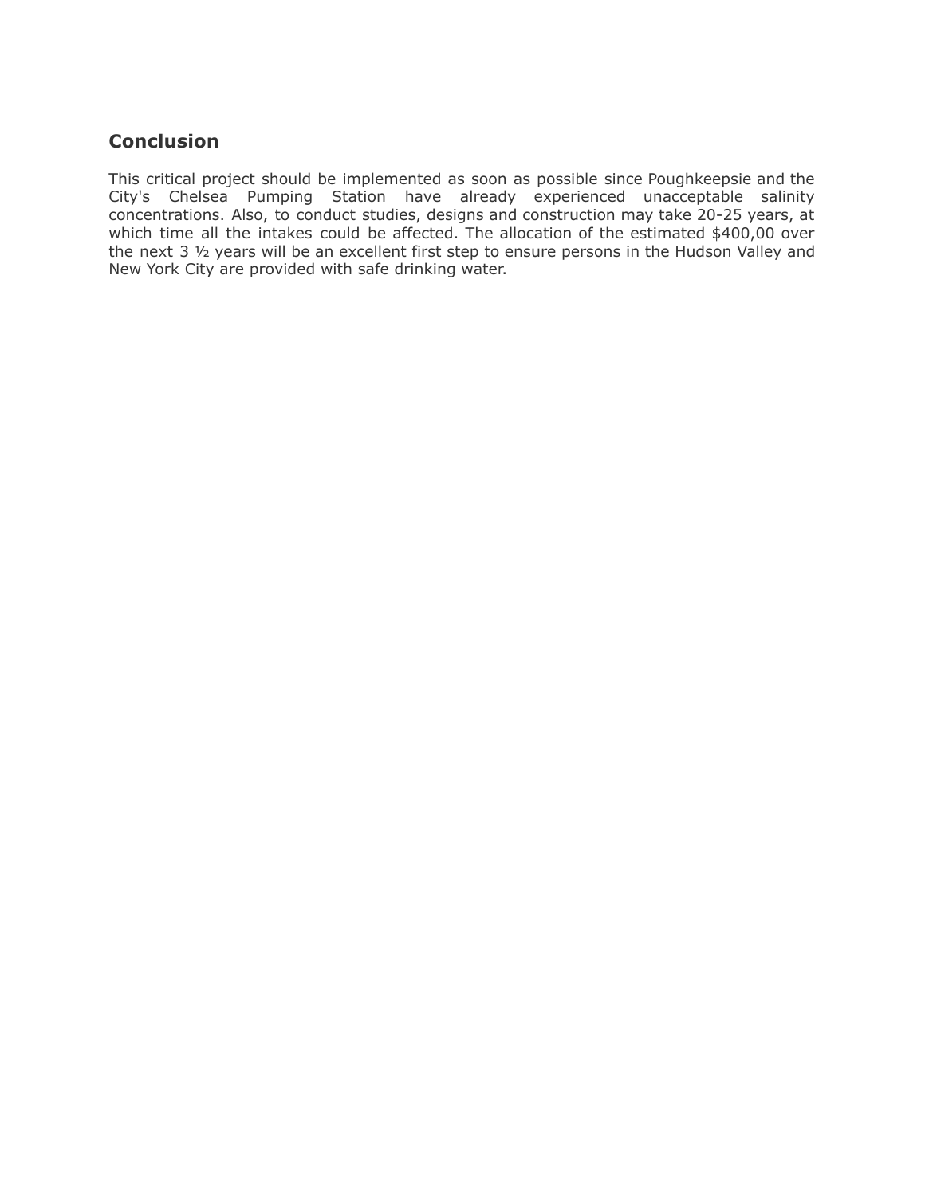## Conclusion

This critical project should be implemented as soon as possible since Poughkeepsie and the City's Chelsea Pumping Station have already experienced unacceptable salinity concentrations. Also, to conduct studies, designs and construction may take 20-25 years, at which time all the intakes could be affected. The allocation of the estimated $400,00 over the next 3 ½ years will be an excellent first step to ensure persons in the Hudson Valley and New York City are provided with safe drinking water.